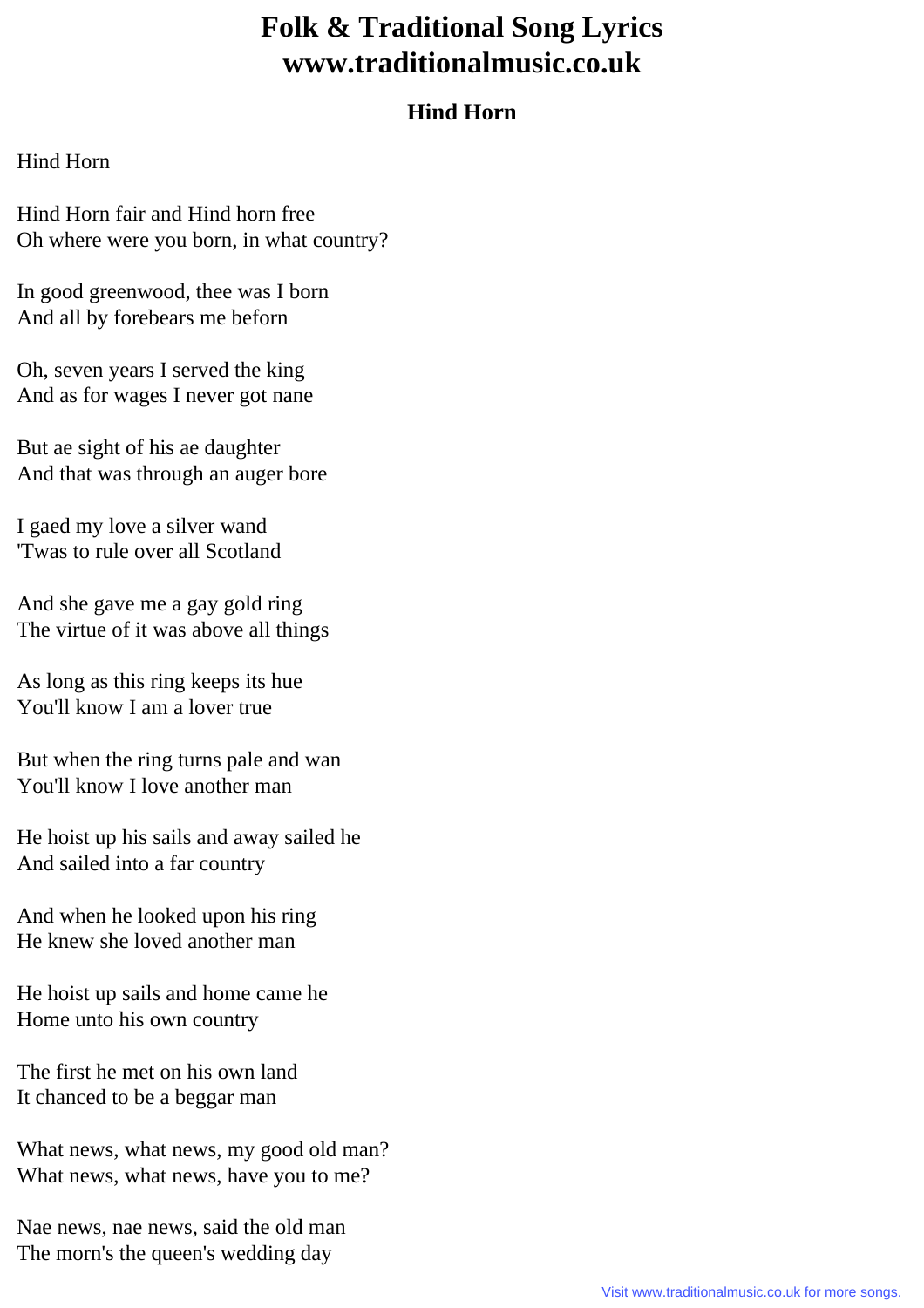# Folk & Traditional Song Lyrics
# www.traditionalmusic.co.uk

## Hind Horn

Hind Horn

Hind Horn fair and Hind horn free
Oh where were you born, in what country?

In good greenwood, thee was I born
And all by forebears me beforn

Oh, seven years I served the king
And as for wages I never got nane

But ae sight of his ae daughter
And that was through an auger bore

I gaed my love a silver wand
'Twas to rule over all Scotland

And she gave me a gay gold ring
The virtue of it was above all things

As long as this ring keeps its hue
You'll know I am a lover true

But when the ring turns pale and wan
You'll know I love another man

He hoist up his sails and away sailed he
And sailed into a far country

And when he looked upon his ring
He knew she loved another man

He hoist up sails and home came he
Home unto his own country

The first he met on his own land
It chanced to be a beggar man

What news, what news, my good old man?
What news, what news, have you to me?

Nae news, nae news, said the old man
The morn's the queen's wedding day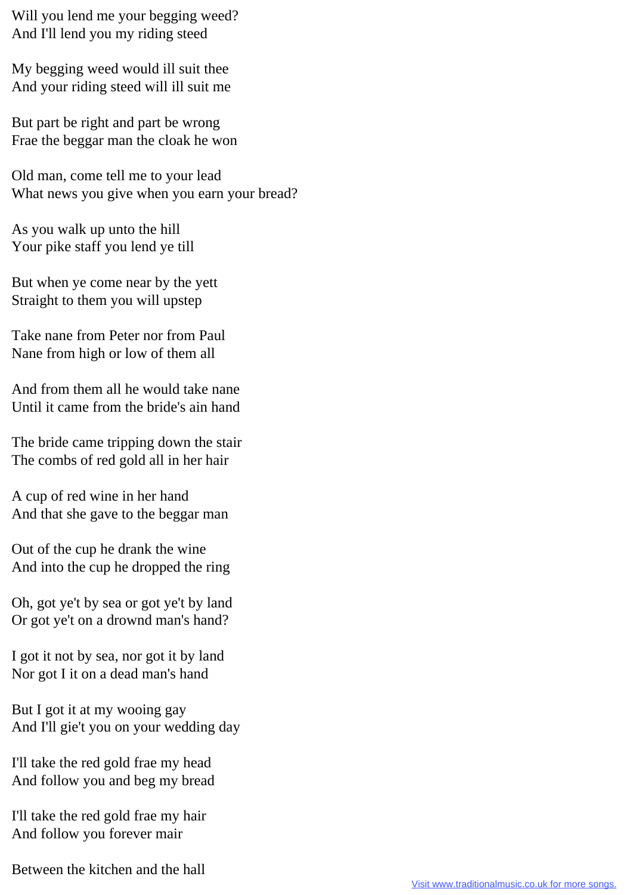Will you lend me your begging weed?
And I'll lend you my riding steed

My begging weed would ill suit thee
And your riding steed will ill suit me

But part be right and part be wrong
Frae the beggar man the cloak he won

Old man, come tell me to your lead
What news you give when you earn your bread?

As you walk up unto the hill
Your pike staff you lend ye till

But when ye come near by the yett
Straight to them you will upstep

Take nane from Peter nor from Paul
Nane from high or low of them all

And from them all he would take nane
Until it came from the bride's ain hand

The bride came tripping down the stair
The combs of red gold all in her hair

A cup of red wine in her hand
And that she gave to the beggar man

Out of the cup he drank the wine
And into the cup he dropped the ring

Oh, got ye't by sea or got ye't by land
Or got ye't on a drownd man's hand?

I got it not by sea, nor got it by land
Nor got I it on a dead man's hand

But I got it at my wooing gay
And I'll gie't you on your wedding day

I'll take the red gold frae my head
And follow you and beg my bread

I'll take the red gold frae my hair
And follow you forever mair

Between the kitchen and the hall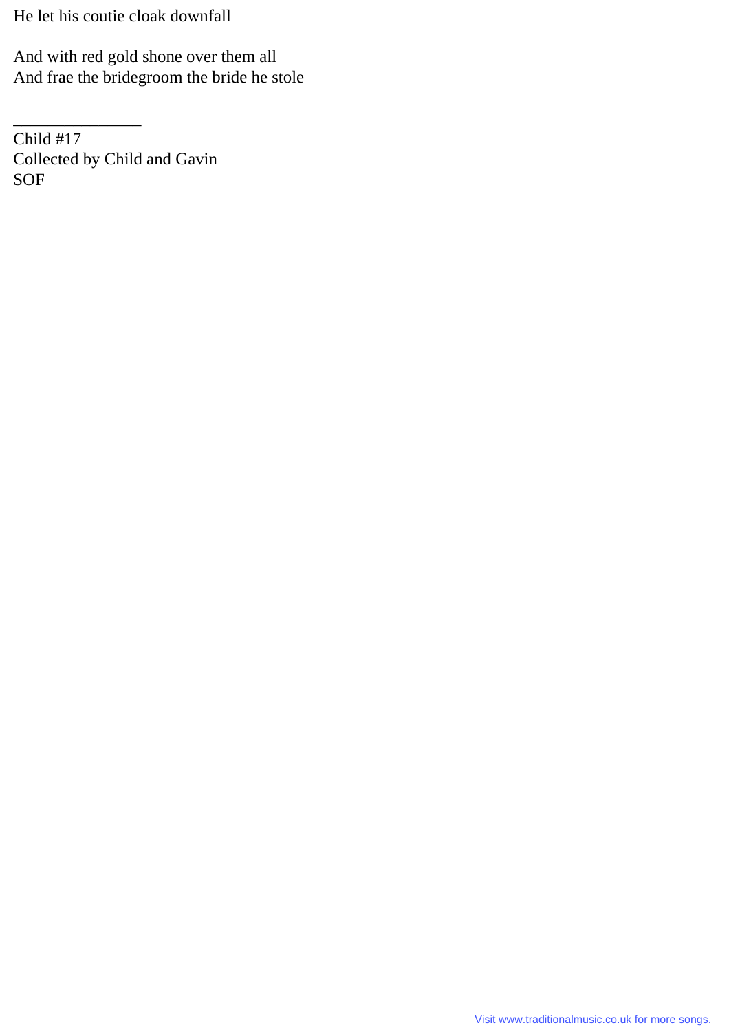He let his coutie cloak downfall

And with red gold shone over them all
And frae the bridegroom the bride he stole

---

Child #17
Collected by Child and Gavin
SOF